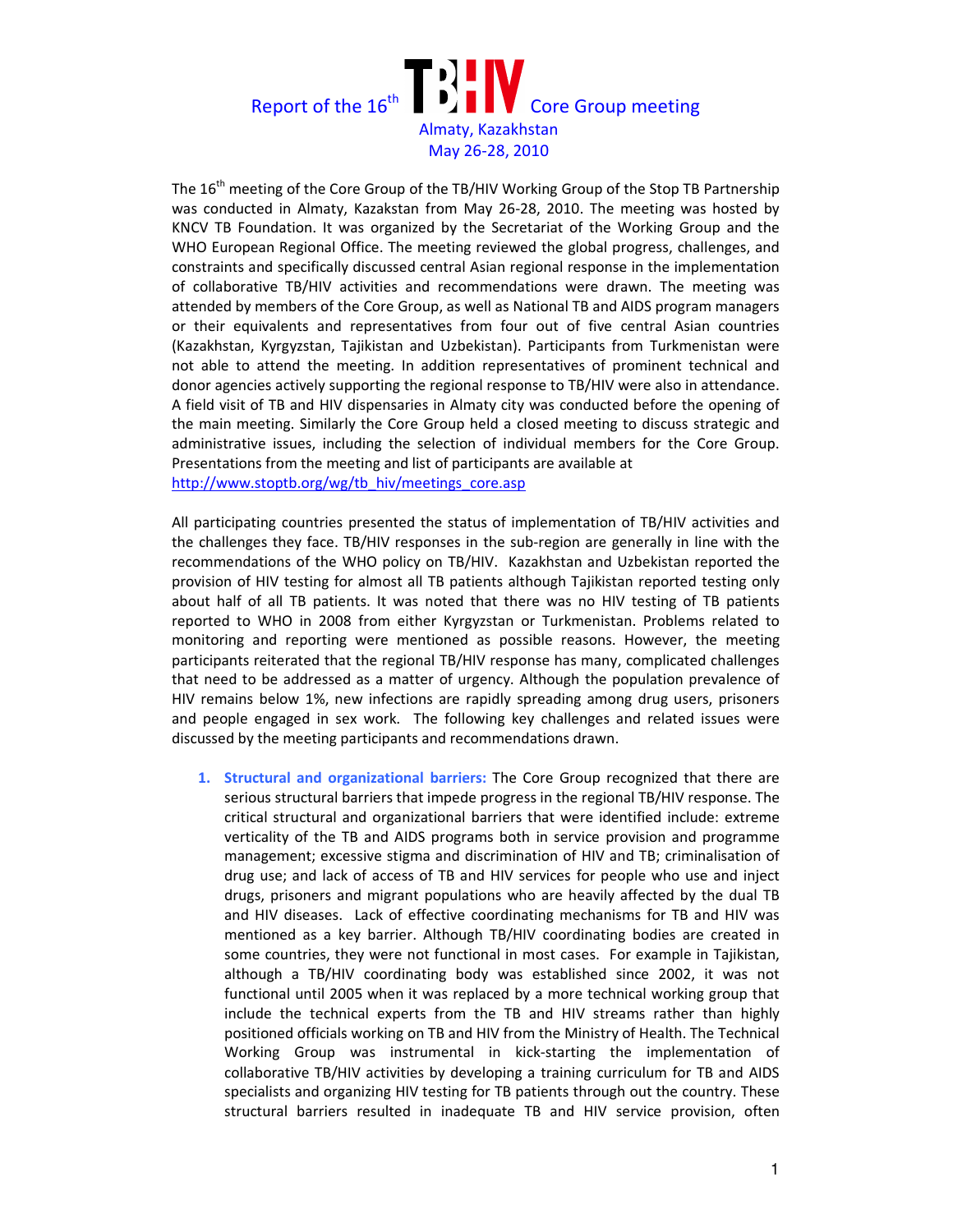# Report of the 16th TB HIV Core Group meeting

Almaty, Kazakhstan
May 26-28, 2010

The 16th meeting of the Core Group of the TB/HIV Working Group of the Stop TB Partnership was conducted in Almaty, Kazakstan from May 26-28, 2010. The meeting was hosted by KNCV TB Foundation. It was organized by the Secretariat of the Working Group and the WHO European Regional Office. The meeting reviewed the global progress, challenges, and constraints and specifically discussed central Asian regional response in the implementation of collaborative TB/HIV activities and recommendations were drawn. The meeting was attended by members of the Core Group, as well as National TB and AIDS program managers or their equivalents and representatives from four out of five central Asian countries (Kazakhstan, Kyrgyzstan, Tajikistan and Uzbekistan). Participants from Turkmenistan were not able to attend the meeting. In addition representatives of prominent technical and donor agencies actively supporting the regional response to TB/HIV were also in attendance. A field visit of TB and HIV dispensaries in Almaty city was conducted before the opening of the main meeting. Similarly the Core Group held a closed meeting to discuss strategic and administrative issues, including the selection of individual members for the Core Group. Presentations from the meeting and list of participants are available at http://www.stoptb.org/wg/tb_hiv/meetings_core.asp

All participating countries presented the status of implementation of TB/HIV activities and the challenges they face. TB/HIV responses in the sub-region are generally in line with the recommendations of the WHO policy on TB/HIV. Kazakhstan and Uzbekistan reported the provision of HIV testing for almost all TB patients although Tajikistan reported testing only about half of all TB patients. It was noted that there was no HIV testing of TB patients reported to WHO in 2008 from either Kyrgyzstan or Turkmenistan. Problems related to monitoring and reporting were mentioned as possible reasons. However, the meeting participants reiterated that the regional TB/HIV response has many, complicated challenges that need to be addressed as a matter of urgency. Although the population prevalence of HIV remains below 1%, new infections are rapidly spreading among drug users, prisoners and people engaged in sex work. The following key challenges and related issues were discussed by the meeting participants and recommendations drawn.

1. **Structural and organizational barriers:** The Core Group recognized that there are serious structural barriers that impede progress in the regional TB/HIV response. The critical structural and organizational barriers that were identified include: extreme verticality of the TB and AIDS programs both in service provision and programme management; excessive stigma and discrimination of HIV and TB; criminalisation of drug use; and lack of access of TB and HIV services for people who use and inject drugs, prisoners and migrant populations who are heavily affected by the dual TB and HIV diseases. Lack of effective coordinating mechanisms for TB and HIV was mentioned as a key barrier. Although TB/HIV coordinating bodies are created in some countries, they were not functional in most cases. For example in Tajikistan, although a TB/HIV coordinating body was established since 2002, it was not functional until 2005 when it was replaced by a more technical working group that include the technical experts from the TB and HIV streams rather than highly positioned officials working on TB and HIV from the Ministry of Health. The Technical Working Group was instrumental in kick-starting the implementation of collaborative TB/HIV activities by developing a training curriculum for TB and AIDS specialists and organizing HIV testing for TB patients through out the country. These structural barriers resulted in inadequate TB and HIV service provision, often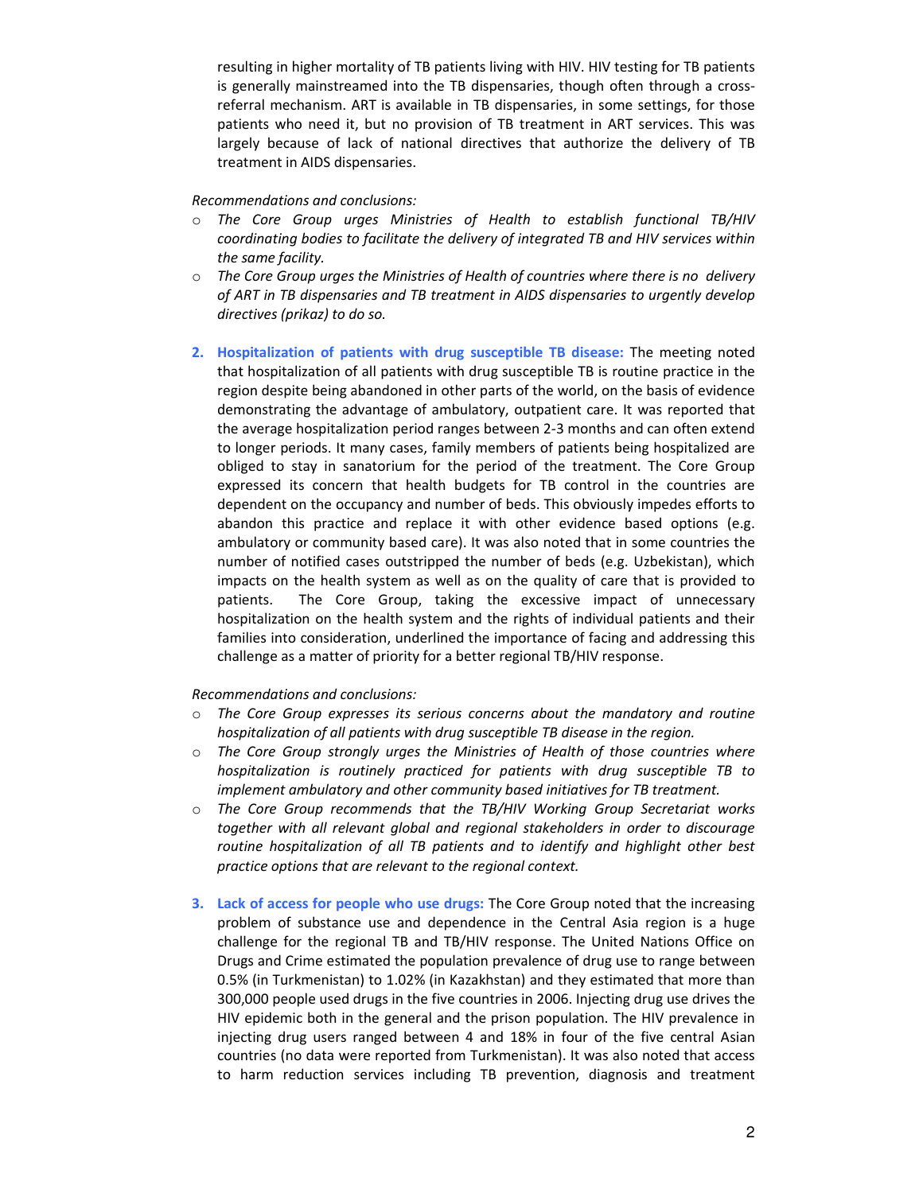resulting in higher mortality of TB patients living with HIV. HIV testing for TB patients is generally mainstreamed into the TB dispensaries, though often through a cross-referral mechanism. ART is available in TB dispensaries, in some settings, for those patients who need it, but no provision of TB treatment in ART services. This was largely because of lack of national directives that authorize the delivery of TB treatment in AIDS dispensaries.

*Recommendations and conclusions:*

- *The Core Group urges Ministries of Health to establish functional TB/HIV coordinating bodies to facilitate the delivery of integrated TB and HIV services within the same facility.*
- *The Core Group urges the Ministries of Health of countries where there is no delivery of ART in TB dispensaries and TB treatment in AIDS dispensaries to urgently develop directives (prikaz) to do so.*

2. **Hospitalization of patients with drug susceptible TB disease:** The meeting noted that hospitalization of all patients with drug susceptible TB is routine practice in the region despite being abandoned in other parts of the world, on the basis of evidence demonstrating the advantage of ambulatory, outpatient care. It was reported that the average hospitalization period ranges between 2-3 months and can often extend to longer periods. It many cases, family members of patients being hospitalized are obliged to stay in sanatorium for the period of the treatment. The Core Group expressed its concern that health budgets for TB control in the countries are dependent on the occupancy and number of beds. This obviously impedes efforts to abandon this practice and replace it with other evidence based options (e.g. ambulatory or community based care). It was also noted that in some countries the number of notified cases outstripped the number of beds (e.g. Uzbekistan), which impacts on the health system as well as on the quality of care that is provided to patients. The Core Group, taking the excessive impact of unnecessary hospitalization on the health system and the rights of individual patients and their families into consideration, underlined the importance of facing and addressing this challenge as a matter of priority for a better regional TB/HIV response.

*Recommendations and conclusions:*

- *The Core Group expresses its serious concerns about the mandatory and routine hospitalization of all patients with drug susceptible TB disease in the region.*
- *The Core Group strongly urges the Ministries of Health of those countries where hospitalization is routinely practiced for patients with drug susceptible TB to implement ambulatory and other community based initiatives for TB treatment.*
- *The Core Group recommends that the TB/HIV Working Group Secretariat works together with all relevant global and regional stakeholders in order to discourage routine hospitalization of all TB patients and to identify and highlight other best practice options that are relevant to the regional context.*

3. **Lack of access for people who use drugs:** The Core Group noted that the increasing problem of substance use and dependence in the Central Asia region is a huge challenge for the regional TB and TB/HIV response. The United Nations Office on Drugs and Crime estimated the population prevalence of drug use to range between 0.5% (in Turkmenistan) to 1.02% (in Kazakhstan) and they estimated that more than 300,000 people used drugs in the five countries in 2006. Injecting drug use drives the HIV epidemic both in the general and the prison population. The HIV prevalence in injecting drug users ranged between 4 and 18% in four of the five central Asian countries (no data were reported from Turkmenistan). It was also noted that access to harm reduction services including TB prevention, diagnosis and treatment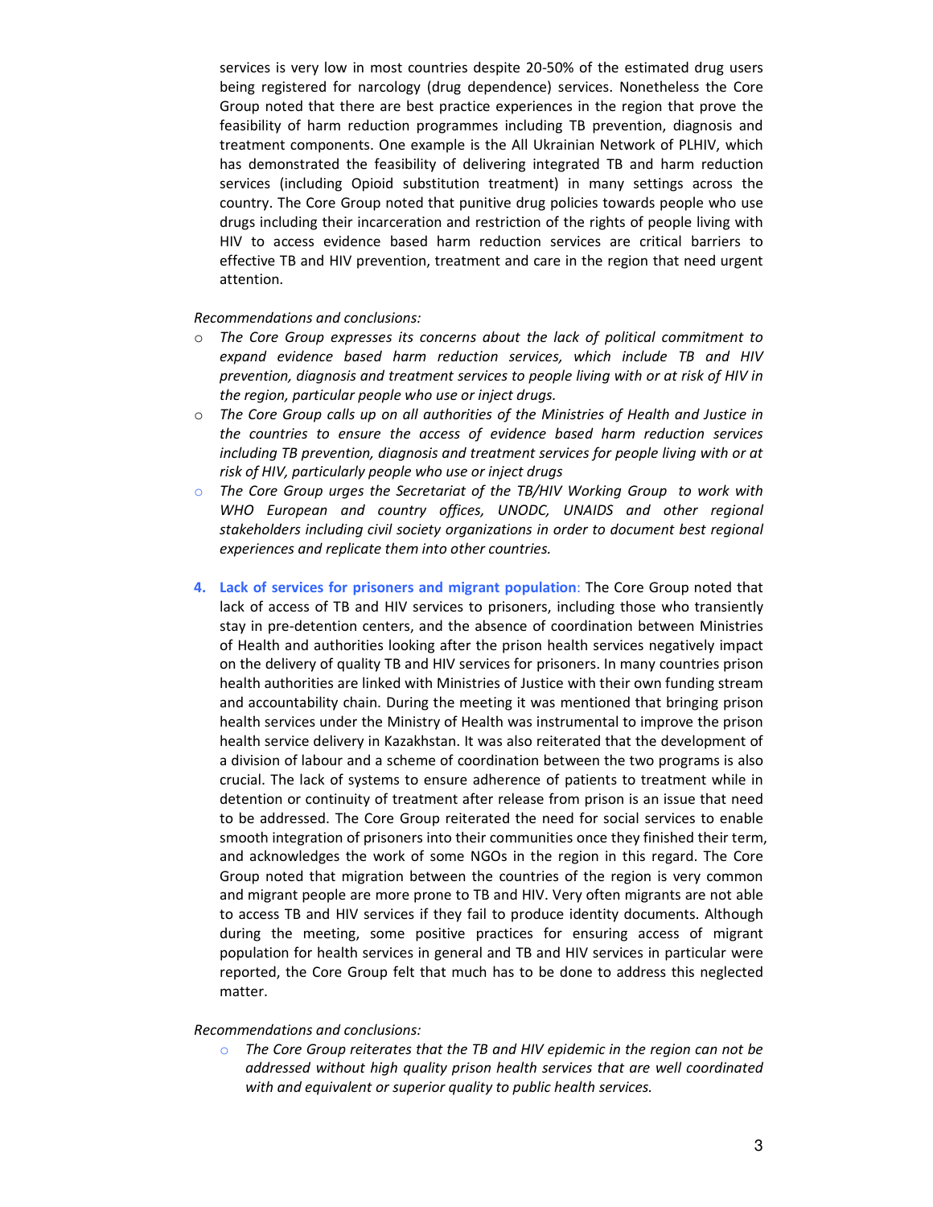services is very low in most countries despite 20-50% of the estimated drug users being registered for narcology (drug dependence) services. Nonetheless the Core Group noted that there are best practice experiences in the region that prove the feasibility of harm reduction programmes including TB prevention, diagnosis and treatment components. One example is the All Ukrainian Network of PLHIV, which has demonstrated the feasibility of delivering integrated TB and harm reduction services (including Opioid substitution treatment) in many settings across the country. The Core Group noted that punitive drug policies towards people who use drugs including their incarceration and restriction of the rights of people living with HIV to access evidence based harm reduction services are critical barriers to effective TB and HIV prevention, treatment and care in the region that need urgent attention.

*Recommendations and conclusions:*

- *The Core Group expresses its concerns about the lack of political commitment to expand evidence based harm reduction services, which include TB and HIV prevention, diagnosis and treatment services to people living with or at risk of HIV in the region, particular people who use or inject drugs.*
- *The Core Group calls up on all authorities of the Ministries of Health and Justice in the countries to ensure the access of evidence based harm reduction services including TB prevention, diagnosis and treatment services for people living with or at risk of HIV, particularly people who use or inject drugs*
- *The Core Group urges the Secretariat of the TB/HIV Working Group to work with WHO European and country offices, UNODC, UNAIDS and other regional stakeholders including civil society organizations in order to document best regional experiences and replicate them into other countries.*

4. **Lack of services for prisoners and migrant population**: The Core Group noted that lack of access of TB and HIV services to prisoners, including those who transiently stay in pre-detention centers, and the absence of coordination between Ministries of Health and authorities looking after the prison health services negatively impact on the delivery of quality TB and HIV services for prisoners. In many countries prison health authorities are linked with Ministries of Justice with their own funding stream and accountability chain. During the meeting it was mentioned that bringing prison health services under the Ministry of Health was instrumental to improve the prison health service delivery in Kazakhstan. It was also reiterated that the development of a division of labour and a scheme of coordination between the two programs is also crucial. The lack of systems to ensure adherence of patients to treatment while in detention or continuity of treatment after release from prison is an issue that need to be addressed. The Core Group reiterated the need for social services to enable smooth integration of prisoners into their communities once they finished their term, and acknowledges the work of some NGOs in the region in this regard. The Core Group noted that migration between the countries of the region is very common and migrant people are more prone to TB and HIV. Very often migrants are not able to access TB and HIV services if they fail to produce identity documents. Although during the meeting, some positive practices for ensuring access of migrant population for health services in general and TB and HIV services in particular were reported, the Core Group felt that much has to be done to address this neglected matter.

*Recommendations and conclusions:*

- *The Core Group reiterates that the TB and HIV epidemic in the region can not be addressed without high quality prison health services that are well coordinated with and equivalent or superior quality to public health services.*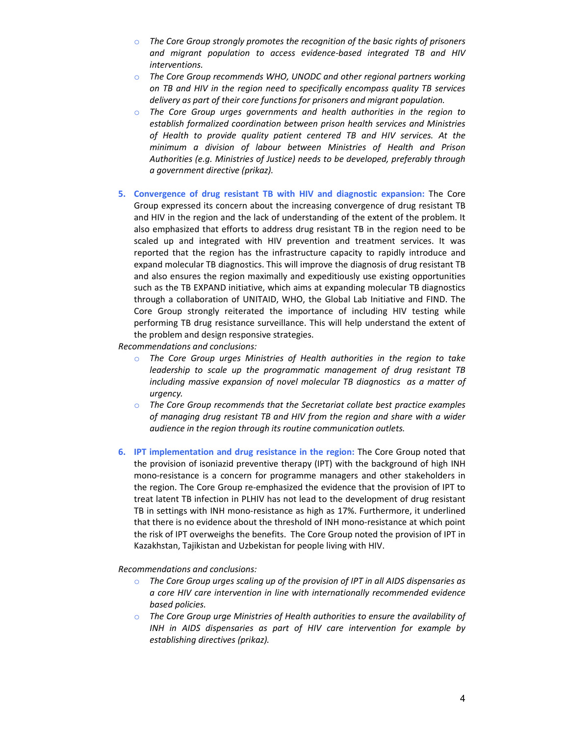- *The Core Group strongly promotes the recognition of the basic rights of prisoners and migrant population to access evidence-based integrated TB and HIV interventions.*
- *The Core Group recommends WHO, UNODC and other regional partners working on TB and HIV in the region need to specifically encompass quality TB services delivery as part of their core functions for prisoners and migrant population.*
- *The Core Group urges governments and health authorities in the region to establish formalized coordination between prison health services and Ministries of Health to provide quality patient centered TB and HIV services. At the minimum a division of labour between Ministries of Health and Prison Authorities (e.g. Ministries of Justice) needs to be developed, preferably through a government directive (prikaz).*

5. **Convergence of drug resistant TB with HIV and diagnostic expansion:** The Core Group expressed its concern about the increasing convergence of drug resistant TB and HIV in the region and the lack of understanding of the extent of the problem. It also emphasized that efforts to address drug resistant TB in the region need to be scaled up and integrated with HIV prevention and treatment services. It was reported that the region has the infrastructure capacity to rapidly introduce and expand molecular TB diagnostics. This will improve the diagnosis of drug resistant TB and also ensures the region maximally and expeditiously use existing opportunities such as the TB EXPAND initiative, which aims at expanding molecular TB diagnostics through a collaboration of UNITAID, WHO, the Global Lab Initiative and FIND. The Core Group strongly reiterated the importance of including HIV testing while performing TB drug resistance surveillance. This will help understand the extent of the problem and design responsive strategies.

*Recommendations and conclusions:*

- *The Core Group urges Ministries of Health authorities in the region to take leadership to scale up the programmatic management of drug resistant TB including massive expansion of novel molecular TB diagnostics as a matter of urgency.*
- *The Core Group recommends that the Secretariat collate best practice examples of managing drug resistant TB and HIV from the region and share with a wider audience in the region through its routine communication outlets.*

6. **IPT implementation and drug resistance in the region:** The Core Group noted that the provision of isoniazid preventive therapy (IPT) with the background of high INH mono-resistance is a concern for programme managers and other stakeholders in the region. The Core Group re-emphasized the evidence that the provision of IPT to treat latent TB infection in PLHIV has not lead to the development of drug resistant TB in settings with INH mono-resistance as high as 17%. Furthermore, it underlined that there is no evidence about the threshold of INH mono-resistance at which point the risk of IPT overweighs the benefits. The Core Group noted the provision of IPT in Kazakhstan, Tajikistan and Uzbekistan for people living with HIV.

*Recommendations and conclusions:*

- *The Core Group urges scaling up of the provision of IPT in all AIDS dispensaries as a core HIV care intervention in line with internationally recommended evidence based policies.*
- *The Core Group urge Ministries of Health authorities to ensure the availability of INH in AIDS dispensaries as part of HIV care intervention for example by establishing directives (prikaz).*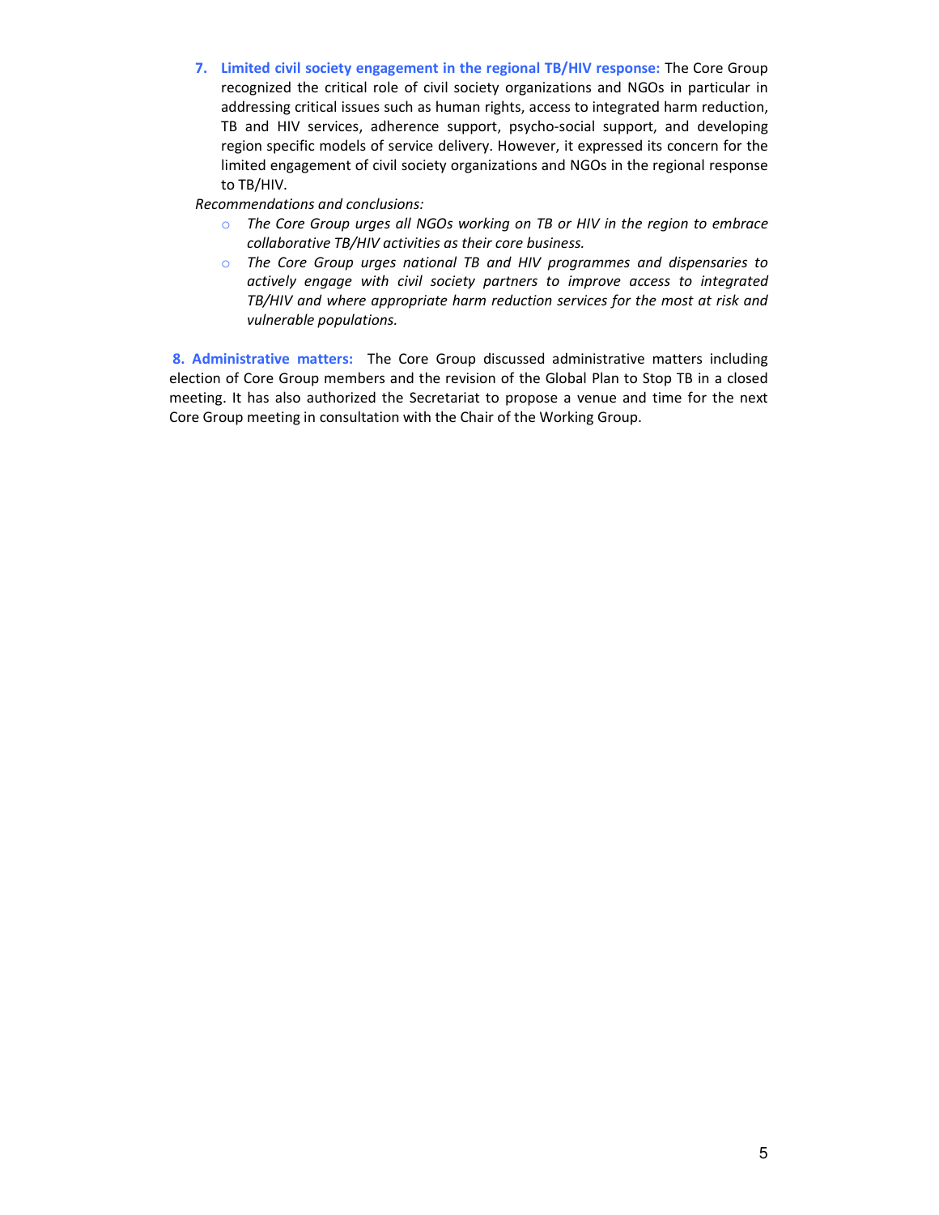7. **Limited civil society engagement in the regional TB/HIV response:** The Core Group recognized the critical role of civil society organizations and NGOs in particular in addressing critical issues such as human rights, access to integrated harm reduction, TB and HIV services, adherence support, psycho-social support, and developing region specific models of service delivery. However, it expressed its concern for the limited engagement of civil society organizations and NGOs in the regional response to TB/HIV.

*Recommendations and conclusions:*

- *The Core Group urges all NGOs working on TB or HIV in the region to embrace collaborative TB/HIV activities as their core business.*
- *The Core Group urges national TB and HIV programmes and dispensaries to actively engage with civil society partners to improve access to integrated TB/HIV and where appropriate harm reduction services for the most at risk and vulnerable populations.*

8. **Administrative matters:** The Core Group discussed administrative matters including election of Core Group members and the revision of the Global Plan to Stop TB in a closed meeting. It has also authorized the Secretariat to propose a venue and time for the next Core Group meeting in consultation with the Chair of the Working Group.